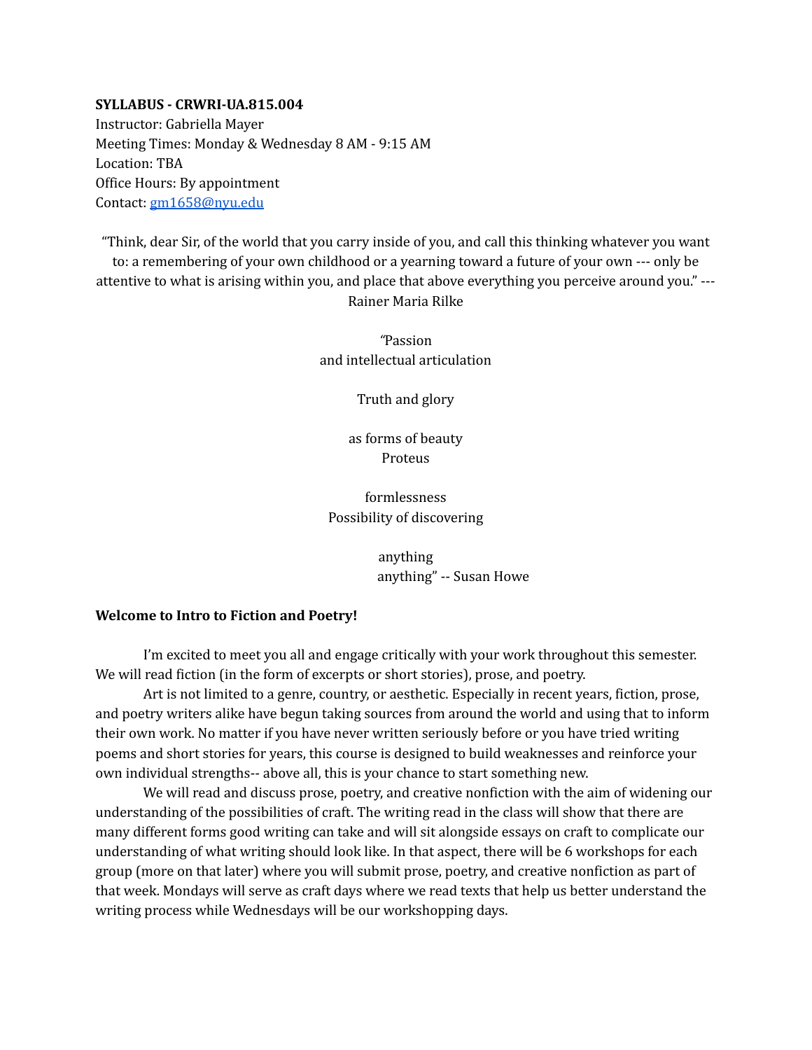**SYLLABUS - CRWRI-UA.815.004**
Instructor: Gabriella Mayer
Meeting Times: Monday & Wednesday 8 AM - 9:15 AM
Location: TBA
Office Hours: By appointment
Contact: [gm1658@nyu.edu](mailto:gm1658@nyu.edu)

"Think, dear Sir, of the world that you carry inside of you, and call this thinking whatever you want to: a remembering of your own childhood or a yearning toward a future of your own --- only be attentive to what is arising within you, and place that above everything you perceive around you." --- Rainer Maria Rilke

"Passion
and intellectual articulation

Truth and glory

as forms of beauty
Proteus

formlessness
Possibility of discovering

anything
anything" -- Susan Howe

**Welcome to Intro to Fiction and Poetry!**

I'm excited to meet you all and engage critically with your work throughout this semester. We will read fiction (in the form of excerpts or short stories), prose, and poetry.

Art is not limited to a genre, country, or aesthetic. Especially in recent years, fiction, prose, and poetry writers alike have begun taking sources from around the world and using that to inform their own work. No matter if you have never written seriously before or you have tried writing poems and short stories for years, this course is designed to build weaknesses and reinforce your own individual strengths-- above all, this is your chance to start something new.

We will read and discuss prose, poetry, and creative nonfiction with the aim of widening our understanding of the possibilities of craft. The writing read in the class will show that there are many different forms good writing can take and will sit alongside essays on craft to complicate our understanding of what writing should look like. In that aspect, there will be 6 workshops for each group (more on that later) where you will submit prose, poetry, and creative nonfiction as part of that week. Mondays will serve as craft days where we read texts that help us better understand the writing process while Wednesdays will be our workshopping days.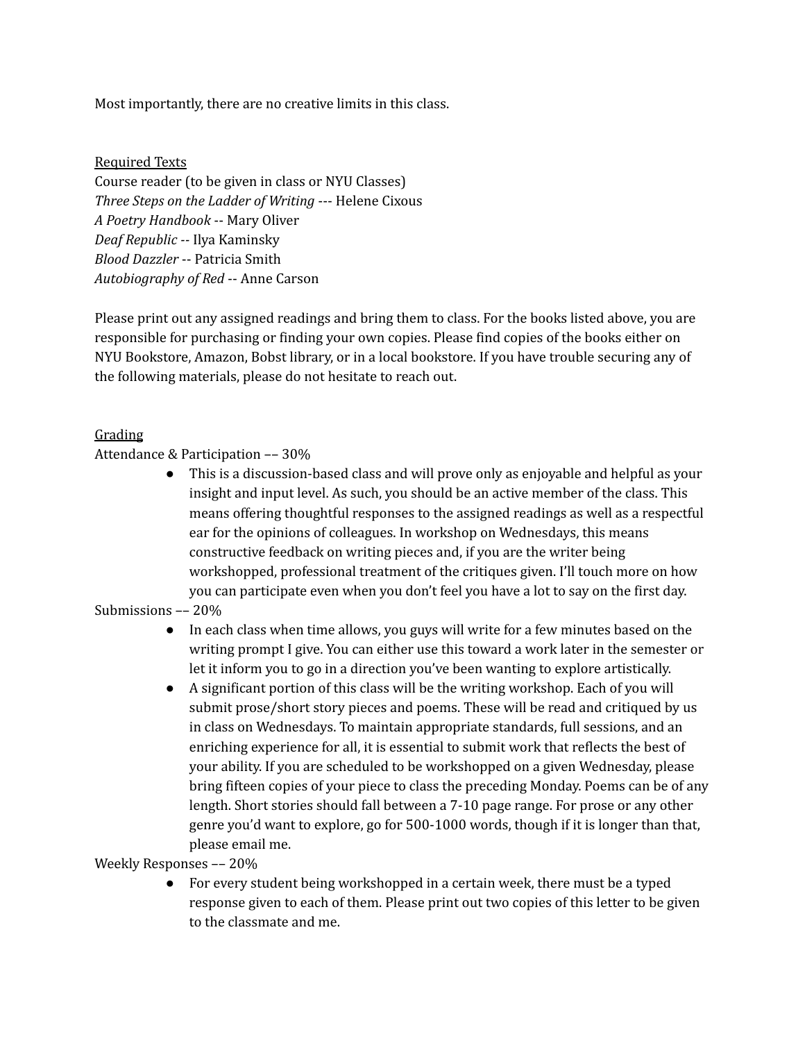Most importantly, there are no creative limits in this class.

<u>Required Texts</u>

Course reader (to be given in class or NYU Classes)
*Three Steps on the Ladder of Writing* --- Helene Cixous
*A Poetry Handbook* -- Mary Oliver
*Deaf Republic* -- Ilya Kaminsky
*Blood Dazzler* -- Patricia Smith
*Autobiography of Red* -- Anne Carson

Please print out any assigned readings and bring them to class. For the books listed above, you are responsible for purchasing or finding your own copies. Please find copies of the books either on NYU Bookstore, Amazon, Bobst library, or in a local bookstore. If you have trouble securing any of the following materials, please do not hesitate to reach out.

<u>Grading</u>

Attendance & Participation –– 30%

- This is a discussion-based class and will prove only as enjoyable and helpful as your insight and input level. As such, you should be an active member of the class. This means offering thoughtful responses to the assigned readings as well as a respectful ear for the opinions of colleagues. In workshop on Wednesdays, this means constructive feedback on writing pieces and, if you are the writer being workshopped, professional treatment of the critiques given. I'll touch more on how you can participate even when you don't feel you have a lot to say on the first day.

Submissions –– 20%

- In each class when time allows, you guys will write for a few minutes based on the writing prompt I give. You can either use this toward a work later in the semester or let it inform you to go in a direction you've been wanting to explore artistically.
- A significant portion of this class will be the writing workshop. Each of you will submit prose/short story pieces and poems. These will be read and critiqued by us in class on Wednesdays. To maintain appropriate standards, full sessions, and an enriching experience for all, it is essential to submit work that reflects the best of your ability. If you are scheduled to be workshopped on a given Wednesday, please bring fifteen copies of your piece to class the preceding Monday. Poems can be of any length. Short stories should fall between a 7-10 page range. For prose or any other genre you'd want to explore, go for 500-1000 words, though if it is longer than that, please email me.

Weekly Responses –– 20%

- For every student being workshopped in a certain week, there must be a typed response given to each of them. Please print out two copies of this letter to be given to the classmate and me.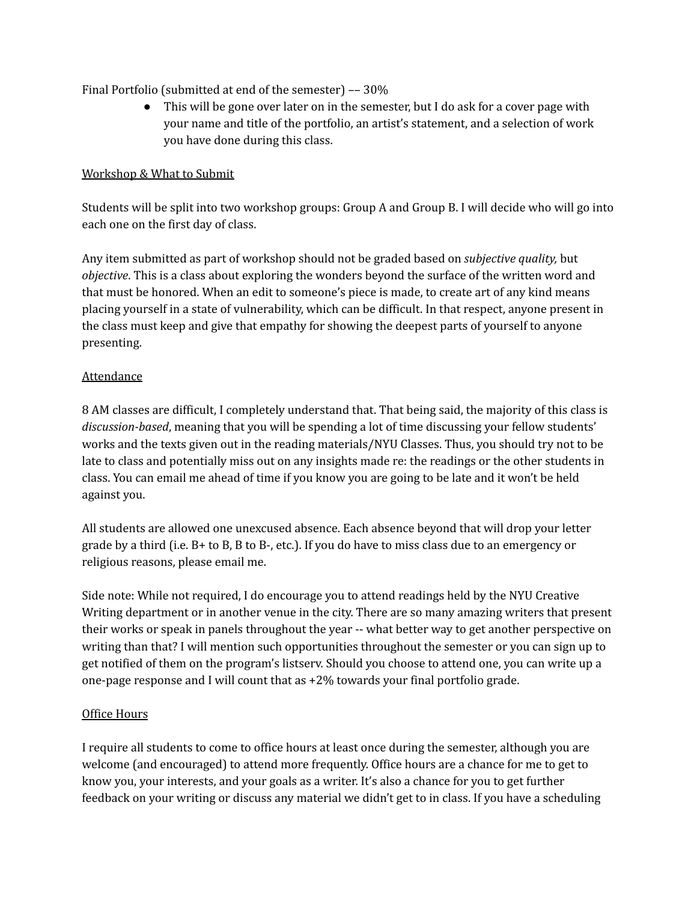Final Portfolio (submitted at end of the semester) –– 30%

- This will be gone over later on in the semester, but I do ask for a cover page with your name and title of the portfolio, an artist's statement, and a selection of work you have done during this class.

<u>Workshop & What to Submit</u>

Students will be split into two workshop groups: Group A and Group B. I will decide who will go into each one on the first day of class.

Any item submitted as part of workshop should not be graded based on *subjective quality,* but *objective*. This is a class about exploring the wonders beyond the surface of the written word and that must be honored. When an edit to someone's piece is made, to create art of any kind means placing yourself in a state of vulnerability, which can be difficult. In that respect, anyone present in the class must keep and give that empathy for showing the deepest parts of yourself to anyone presenting.

<u>Attendance</u>

8 AM classes are difficult, I completely understand that. That being said, the majority of this class is *discussion-based*, meaning that you will be spending a lot of time discussing your fellow students' works and the texts given out in the reading materials/NYU Classes. Thus, you should try not to be late to class and potentially miss out on any insights made re: the readings or the other students in class. You can email me ahead of time if you know you are going to be late and it won't be held against you.

All students are allowed one unexcused absence. Each absence beyond that will drop your letter grade by a third (i.e. B+ to B, B to B-, etc.). If you do have to miss class due to an emergency or religious reasons, please email me.

Side note: While not required, I do encourage you to attend readings held by the NYU Creative Writing department or in another venue in the city. There are so many amazing writers that present their works or speak in panels throughout the year -- what better way to get another perspective on writing than that? I will mention such opportunities throughout the semester or you can sign up to get notified of them on the program's listserv. Should you choose to attend one, you can write up a one-page response and I will count that as +2% towards your final portfolio grade.

<u>Office Hours</u>

I require all students to come to office hours at least once during the semester, although you are welcome (and encouraged) to attend more frequently. Office hours are a chance for me to get to know you, your interests, and your goals as a writer. It's also a chance for you to get further feedback on your writing or discuss any material we didn't get to in class. If you have a scheduling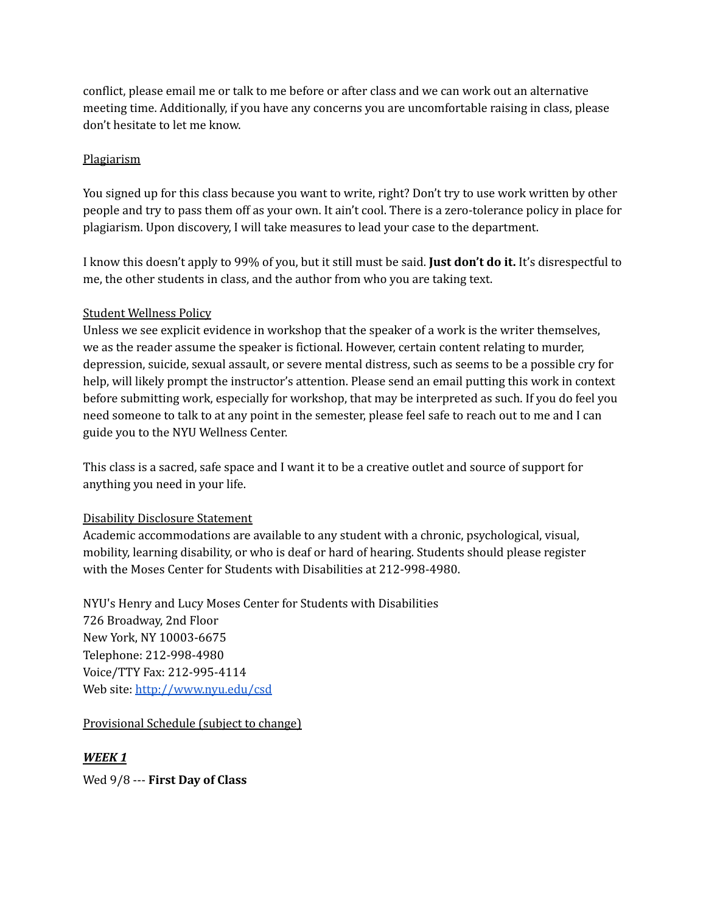conflict, please email me or talk to me before or after class and we can work out an alternative meeting time. Additionally, if you have any concerns you are uncomfortable raising in class, please don't hesitate to let me know.

<u>Plagiarism</u>

You signed up for this class because you want to write, right? Don't try to use work written by other people and try to pass them off as your own. It ain't cool. There is a zero-tolerance policy in place for plagiarism. Upon discovery, I will take measures to lead your case to the department.

I know this doesn't apply to 99% of you, but it still must be said. **Just don't do it.** It's disrespectful to me, the other students in class, and the author from who you are taking text.

<u>Student Wellness Policy</u>

Unless we see explicit evidence in workshop that the speaker of a work is the writer themselves, we as the reader assume the speaker is fictional. However, certain content relating to murder, depression, suicide, sexual assault, or severe mental distress, such as seems to be a possible cry for help, will likely prompt the instructor's attention. Please send an email putting this work in context before submitting work, especially for workshop, that may be interpreted as such. If you do feel you need someone to talk to at any point in the semester, please feel safe to reach out to me and I can guide you to the NYU Wellness Center.

This class is a sacred, safe space and I want it to be a creative outlet and source of support for anything you need in your life.

<u>Disability Disclosure Statement</u>

Academic accommodations are available to any student with a chronic, psychological, visual, mobility, learning disability, or who is deaf or hard of hearing. Students should please register with the Moses Center for Students with Disabilities at 212-998-4980.

NYU's Henry and Lucy Moses Center for Students with Disabilities
726 Broadway, 2nd Floor
New York, NY 10003-6675
Telephone: 212-998-4980
Voice/TTY Fax: 212-995-4114
Web site: [http://www.nyu.edu/csd](http://www.nyu.edu/csd)

<u>Provisional Schedule (subject to change)</u>

***<u>WEEK 1</u>***

Wed 9/8 --- **First Day of Class**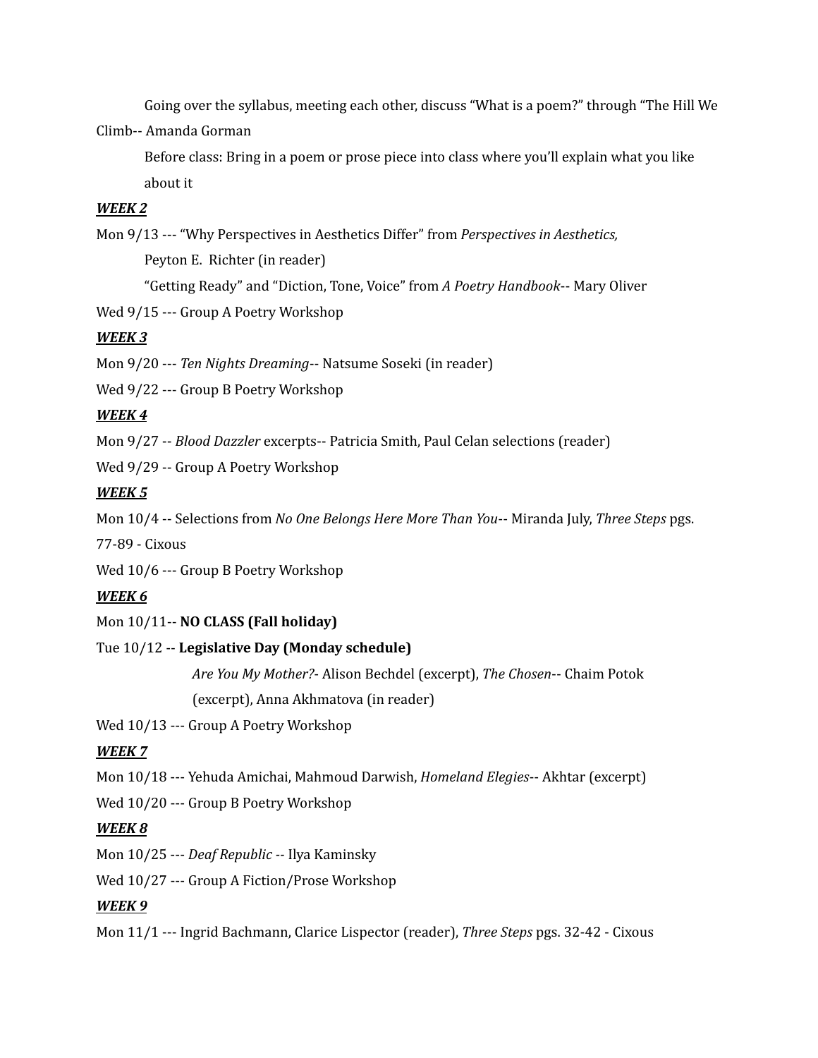Going over the syllabus, meeting each other, discuss "What is a poem?" through "The Hill We Climb-- Amanda Gorman

Before class: Bring in a poem or prose piece into class where you'll explain what you like about it

***WEEK 2***

Mon 9/13 --- "Why Perspectives in Aesthetics Differ" from *Perspectives in Aesthetics,* Peyton E. Richter (in reader)

"Getting Ready" and "Diction, Tone, Voice" from *A Poetry Handbook*-- Mary Oliver

Wed 9/15 --- Group A Poetry Workshop

***WEEK 3***

Mon 9/20 --- *Ten Nights Dreaming*-- Natsume Soseki (in reader)

Wed 9/22 --- Group B Poetry Workshop

***WEEK 4***

Mon 9/27 -- *Blood Dazzler* excerpts-- Patricia Smith, Paul Celan selections (reader)

Wed 9/29 -- Group A Poetry Workshop

***WEEK 5***

Mon 10/4 -- Selections from *No One Belongs Here More Than You*-- Miranda July, *Three Steps* pgs. 77-89 - Cixous

Wed 10/6 --- Group B Poetry Workshop

***WEEK 6***

Mon 10/11-- **NO CLASS (Fall holiday)**

Tue 10/12 -- **Legislative Day (Monday schedule)**

*Are You My Mother?*- Alison Bechdel (excerpt), *The Chosen*-- Chaim Potok (excerpt), Anna Akhmatova (in reader)

Wed 10/13 --- Group A Poetry Workshop

***WEEK 7***

Mon 10/18 --- Yehuda Amichai, Mahmoud Darwish, *Homeland Elegies*-- Akhtar (excerpt)

Wed 10/20 --- Group B Poetry Workshop

***WEEK 8***

Mon 10/25 --- *Deaf Republic* -- Ilya Kaminsky

Wed 10/27 --- Group A Fiction/Prose Workshop

***WEEK 9***

Mon 11/1 --- Ingrid Bachmann, Clarice Lispector (reader), *Three Steps* pgs. 32-42 - Cixous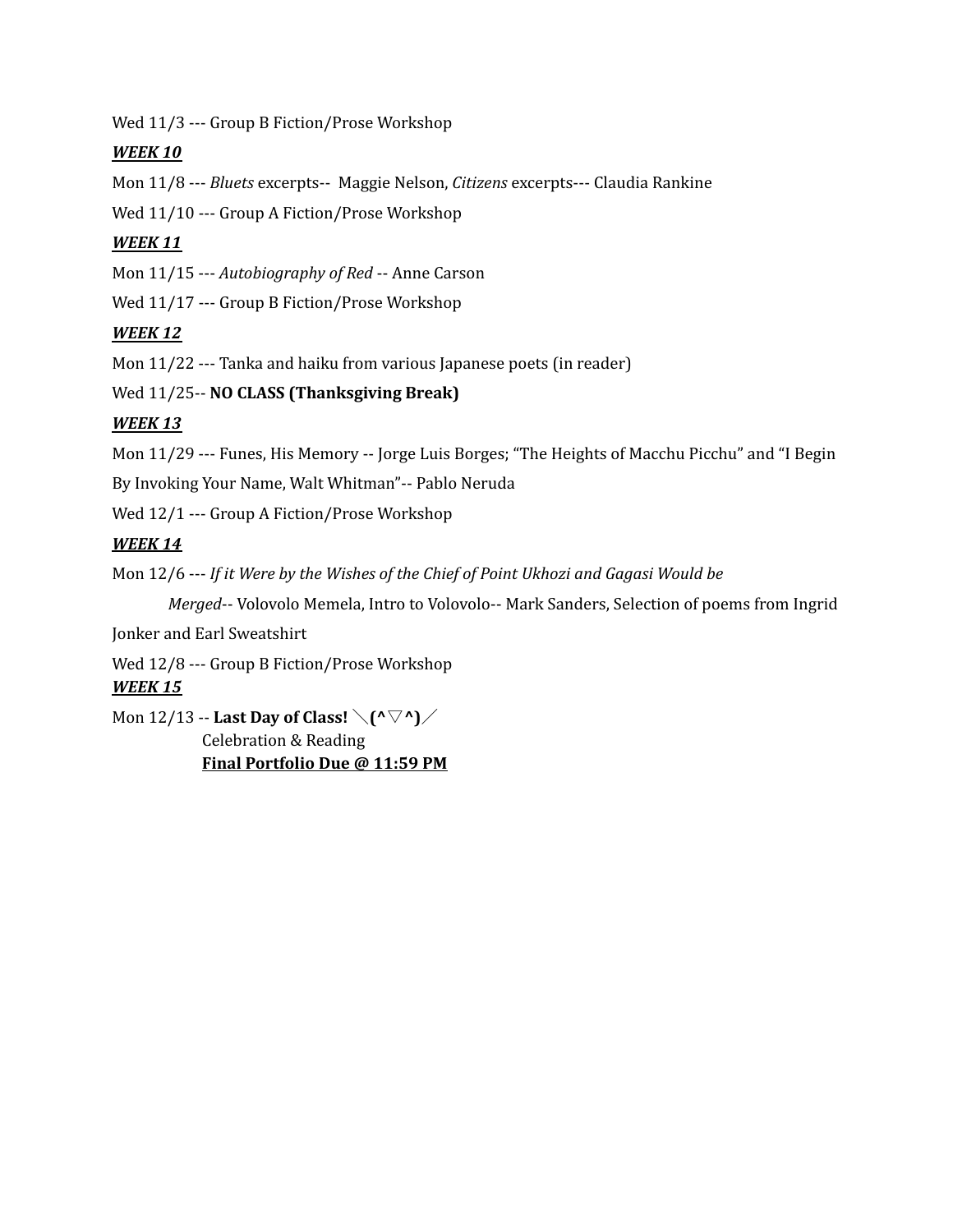Wed 11/3 --- Group B Fiction/Prose Workshop

***WEEK 10***

Mon 11/8 --- *Bluets* excerpts-- Maggie Nelson, *Citizens* excerpts--- Claudia Rankine

Wed 11/10 --- Group A Fiction/Prose Workshop

***WEEK 11***

Mon 11/15 --- *Autobiography of Red* -- Anne Carson

Wed 11/17 --- Group B Fiction/Prose Workshop

***WEEK 12***

Mon 11/22 --- Tanka and haiku from various Japanese poets (in reader)

Wed 11/25-- **NO CLASS (Thanksgiving Break)**

***WEEK 13***

Mon 11/29 --- Funes, His Memory -- Jorge Luis Borges; "The Heights of Macchu Picchu" and "I Begin By Invoking Your Name, Walt Whitman"-- Pablo Neruda

Wed 12/1 --- Group A Fiction/Prose Workshop

***WEEK 14***

Mon 12/6 --- *If it Were by the Wishes of the Chief of Point Ukhozi and Gagasi Would be Merged*-- Volovolo Memela, Intro to Volovolo-- Mark Sanders, Selection of poems from Ingrid Jonker and Earl Sweatshirt

Wed 12/8 --- Group B Fiction/Prose Workshop

***WEEK 15***

Mon 12/13 -- **Last Day of Class!** ＼**(^▽^)**／
Celebration & Reading
**Final Portfolio Due @ 11:59 PM**